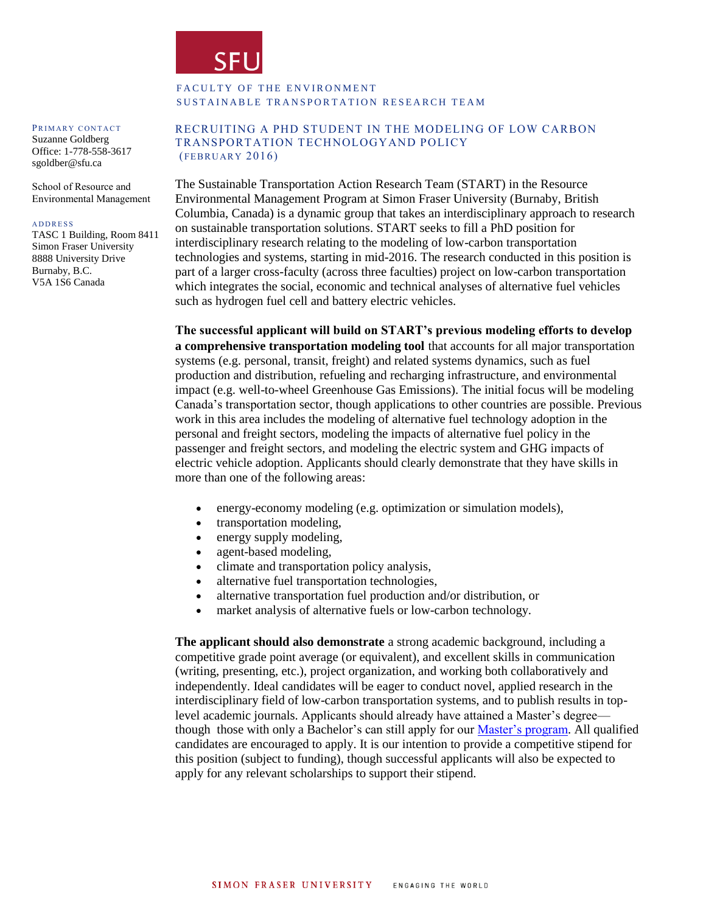SFU

FACULTY OF THE ENVIRONMENT
SUSTAINABLE TRANSPORTATION RESEARCH TEAM

PRIMARY CONTACT
Suzanne Goldberg
Office: 1-778-558-3617
sgoldber@sfu.ca

School of Resource and Environmental Management

ADDRESS
TASC 1 Building, Room 8411
Simon Fraser University
8888 University Drive
Burnaby, B.C.
V5A 1S6 Canada

# RECRUITING A PHD STUDENT IN THE MODELING OF LOW CARBON TRANSPORTATION TECHNOLOGYAND POLICY (FEBRUARY 2016)

The Sustainable Transportation Action Research Team (START) in the Resource Environmental Management Program at Simon Fraser University (Burnaby, British Columbia, Canada) is a dynamic group that takes an interdisciplinary approach to research on sustainable transportation solutions. START seeks to fill a PhD position for interdisciplinary research relating to the modeling of low-carbon transportation technologies and systems, starting in mid-2016. The research conducted in this position is part of a larger cross-faculty (across three faculties) project on low-carbon transportation which integrates the social, economic and technical analyses of alternative fuel vehicles such as hydrogen fuel cell and battery electric vehicles.

**The successful applicant will build on START's previous modeling efforts to develop a comprehensive transportation modeling tool** that accounts for all major transportation systems (e.g. personal, transit, freight) and related systems dynamics, such as fuel production and distribution, refueling and recharging infrastructure, and environmental impact (e.g. well-to-wheel Greenhouse Gas Emissions). The initial focus will be modeling Canada's transportation sector, though applications to other countries are possible. Previous work in this area includes the modeling of alternative fuel technology adoption in the personal and freight sectors, modeling the impacts of alternative fuel policy in the passenger and freight sectors, and modeling the electric system and GHG impacts of electric vehicle adoption. Applicants should clearly demonstrate that they have skills in more than one of the following areas:

- energy-economy modeling (e.g. optimization or simulation models),
- transportation modeling,
- energy supply modeling,
- agent-based modeling,
- climate and transportation policy analysis,
- alternative fuel transportation technologies,
- alternative transportation fuel production and/or distribution, or
- market analysis of alternative fuels or low-carbon technology.

**The applicant should also demonstrate** a strong academic background, including a competitive grade point average (or equivalent), and excellent skills in communication (writing, presenting, etc.), project organization, and working both collaboratively and independently. Ideal candidates will be eager to conduct novel, applied research in the interdisciplinary field of low-carbon transportation systems, and to publish results in top-level academic journals. Applicants should already have attained a Master's degree—though those with only a Bachelor's can still apply for our Master's program. All qualified candidates are encouraged to apply. It is our intention to provide a competitive stipend for this position (subject to funding), though successful applicants will also be expected to apply for any relevant scholarships to support their stipend.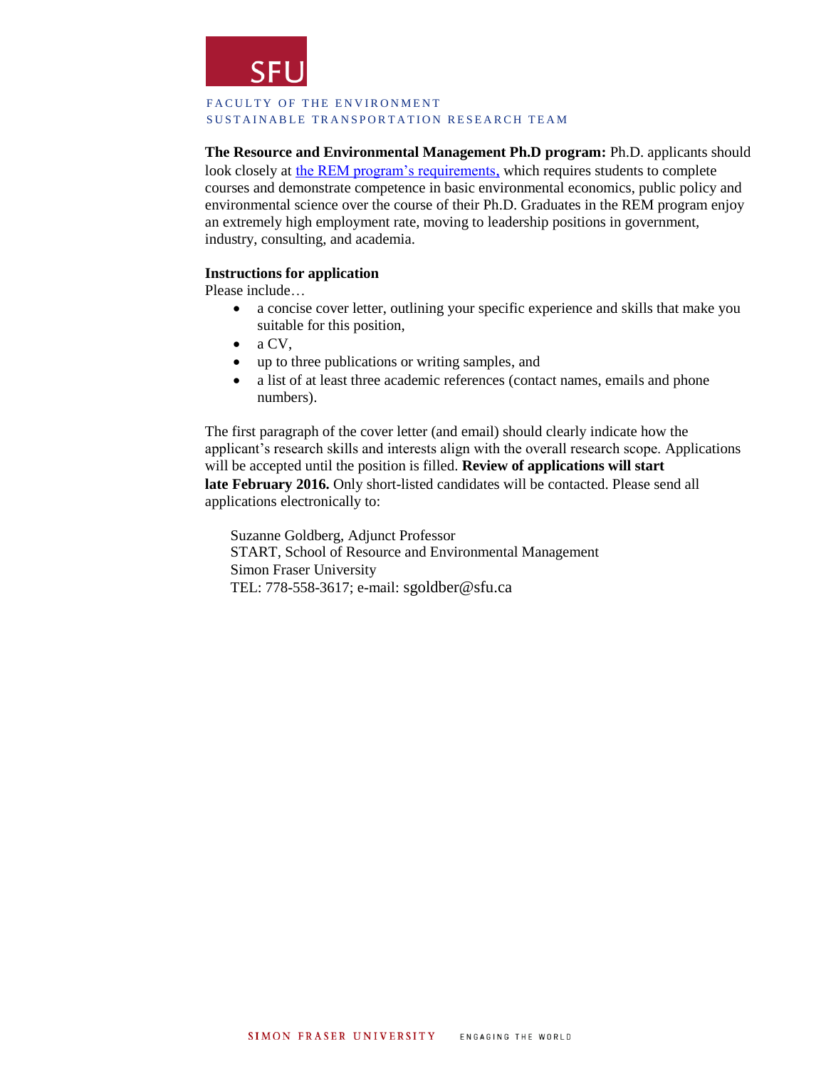SFU

FACULTY OF THE ENVIRONMENT
SUSTAINABLE TRANSPORTATION RESEARCH TEAM

**The Resource and Environmental Management Ph.D program:** Ph.D. applicants should look closely at [the REM program's requirements,] which requires students to complete courses and demonstrate competence in basic environmental economics, public policy and environmental science over the course of their Ph.D. Graduates in the REM program enjoy an extremely high employment rate, moving to leadership positions in government, industry, consulting, and academia.

**Instructions for application**

Please include…

- a concise cover letter, outlining your specific experience and skills that make you suitable for this position,
- a CV,
- up to three publications or writing samples, and
- a list of at least three academic references (contact names, emails and phone numbers).

The first paragraph of the cover letter (and email) should clearly indicate how the applicant's research skills and interests align with the overall research scope. Applications will be accepted until the position is filled. **Review of applications will start late February 2016.** Only short-listed candidates will be contacted. Please send all applications electronically to:

Suzanne Goldberg, Adjunct Professor
START, School of Resource and Environmental Management
Simon Fraser University
TEL: 778-558-3617; e-mail: sgoldber@sfu.ca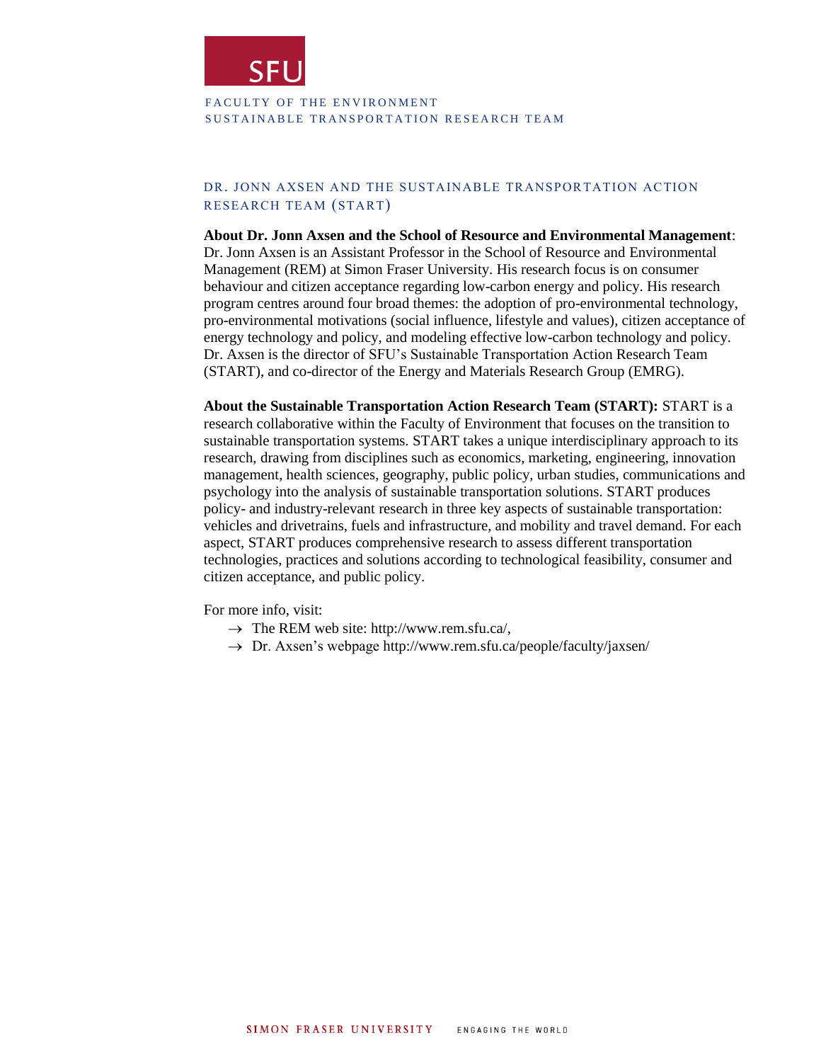SFU

FACULTY OF THE ENVIRONMENT
SUSTAINABLE TRANSPORTATION RESEARCH TEAM

## DR. JONN AXSEN AND THE SUSTAINABLE TRANSPORTATION ACTION RESEARCH TEAM (START)

**About Dr. Jonn Axsen and the School of Resource and Environmental Management**: Dr. Jonn Axsen is an Assistant Professor in the School of Resource and Environmental Management (REM) at Simon Fraser University. His research focus is on consumer behaviour and citizen acceptance regarding low-carbon energy and policy. His research program centres around four broad themes: the adoption of pro-environmental technology, pro-environmental motivations (social influence, lifestyle and values), citizen acceptance of energy technology and policy, and modeling effective low-carbon technology and policy. Dr. Axsen is the director of SFU's Sustainable Transportation Action Research Team (START), and co-director of the Energy and Materials Research Group (EMRG).

**About the Sustainable Transportation Action Research Team (START):** START is a research collaborative within the Faculty of Environment that focuses on the transition to sustainable transportation systems. START takes a unique interdisciplinary approach to its research, drawing from disciplines such as economics, marketing, engineering, innovation management, health sciences, geography, public policy, urban studies, communications and psychology into the analysis of sustainable transportation solutions. START produces policy- and industry-relevant research in three key aspects of sustainable transportation: vehicles and drivetrains, fuels and infrastructure, and mobility and travel demand. For each aspect, START produces comprehensive research to assess different transportation technologies, practices and solutions according to technological feasibility, consumer and citizen acceptance, and public policy.

For more info, visit:

- → The REM web site: http://www.rem.sfu.ca/,
- → Dr. Axsen's webpage http://www.rem.sfu.ca/people/faculty/jaxsen/

SIMON FRASER UNIVERSITY ENGAGING THE WORLD